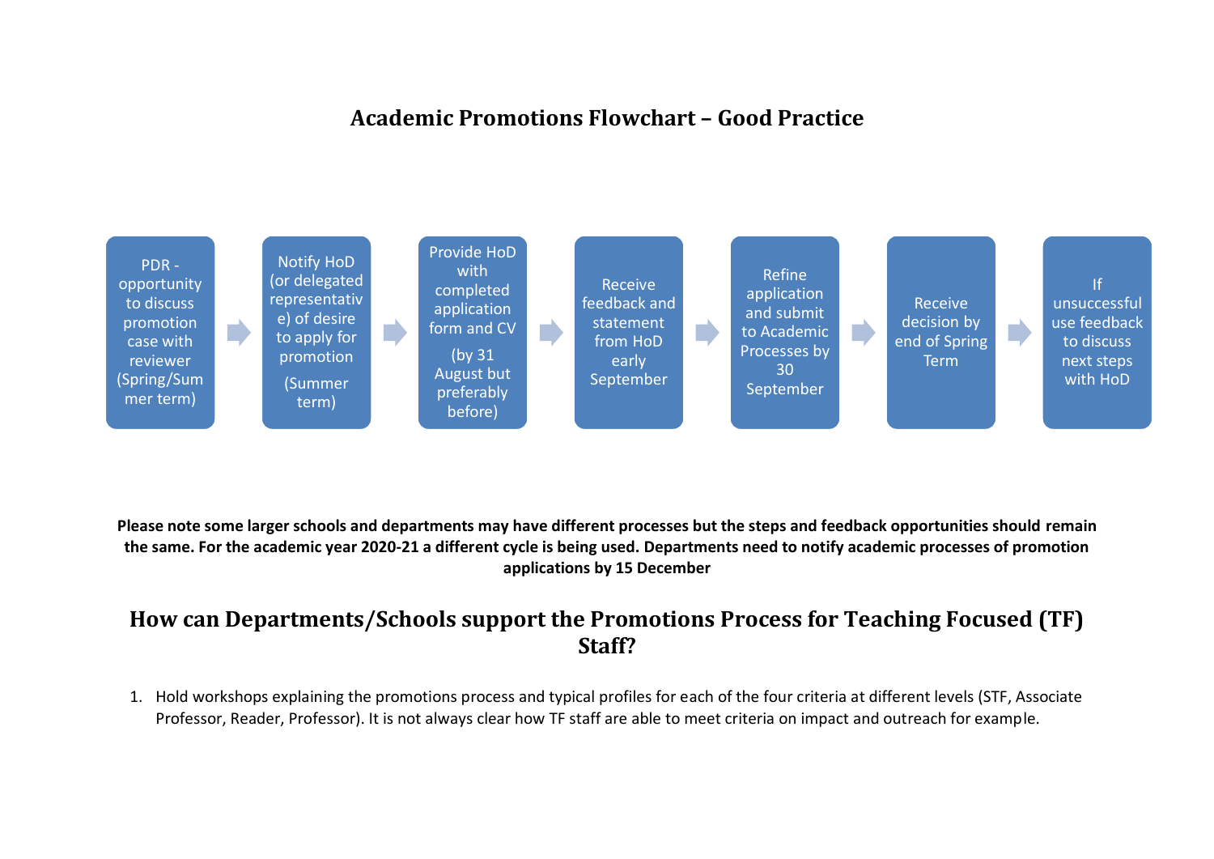# Academic Promotions Flowchart – Good Practice

1. PDR - opportunity to discuss promotion case with reviewer (Spring/Summer term)
2. Notify HoD (or delegated representative) of desire to apply for promotion (Summer term)
3. Provide HoD with completed application form and CV (by 31 August but preferably before)
4. Receive feedback and statement from HoD early September
5. Refine application and submit to Academic Processes by 30 September
6. Receive decision by end of Spring Term
7. If unsuccessful use feedback to discuss next steps with HoD

**Please note some larger schools and departments may have different processes but the steps and feedback opportunities should remain the same. For the academic year 2020-21 a different cycle is being used. Departments need to notify academic processes of promotion applications by 15 December**

## How can Departments/Schools support the Promotions Process for Teaching Focused (TF) Staff?

1. Hold workshops explaining the promotions process and typical profiles for each of the four criteria at different levels (STF, Associate Professor, Reader, Professor). It is not always clear how TF staff are able to meet criteria on impact and outreach for example.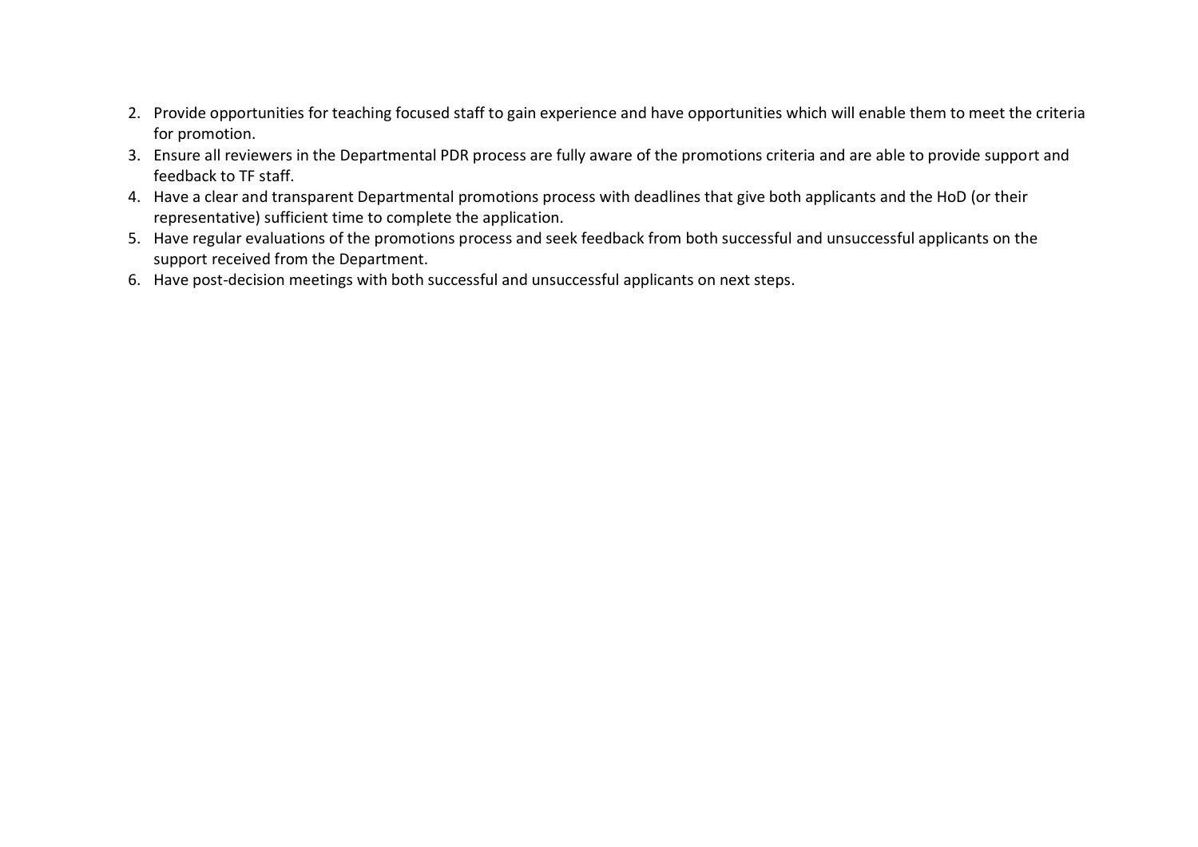2. Provide opportunities for teaching focused staff to gain experience and have opportunities which will enable them to meet the criteria for promotion.
3. Ensure all reviewers in the Departmental PDR process are fully aware of the promotions criteria and are able to provide support and feedback to TF staff.
4. Have a clear and transparent Departmental promotions process with deadlines that give both applicants and the HoD (or their representative) sufficient time to complete the application.
5. Have regular evaluations of the promotions process and seek feedback from both successful and unsuccessful applicants on the support received from the Department.
6. Have post-decision meetings with both successful and unsuccessful applicants on next steps.